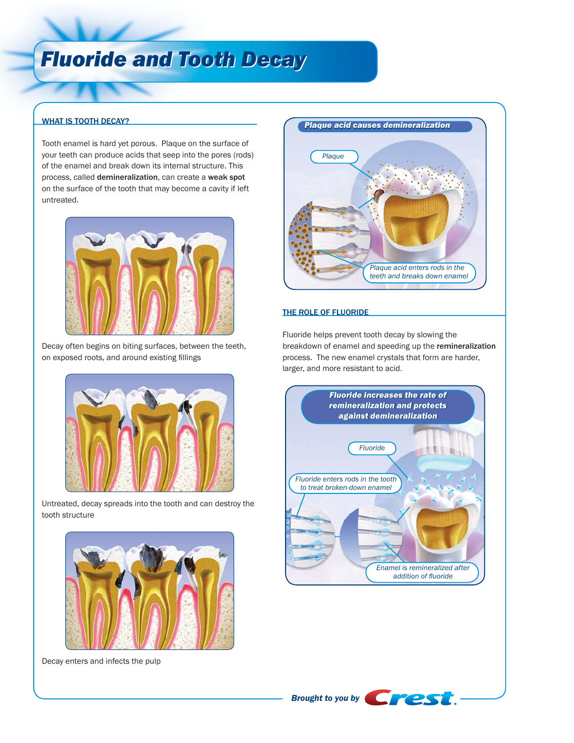# Fluoride and Tooth Decay

## WHAT IS TOOTH DECAY?

Tooth enamel is hard yet porous. Plaque on the surface of your teeth can produce acids that seep into the pores (rods) of the enamel and break down its internal structure. This process, called **demineralization**, can create a **weak spot** on the surface of the tooth that may become a cavity if left untreated.

Decay often begins on biting surfaces, between the teeth, on exposed roots, and around existing fillings

Untreated, decay spreads into the tooth and can destroy the tooth structure

Decay enters and infects the pulp

***Plaque acid causes demineralization***

*Plaque*

*Plaque acid enters rods in the teeth and breaks down enamel*

## THE ROLE OF FLUORIDE

Fluoride helps prevent tooth decay by slowing the breakdown of enamel and speeding up the **remineralization** process. The new enamel crystals that form are harder, larger, and more resistant to acid.

***Fluoride increases the rate of remineralization and protects against demineralization***

*Fluoride*

*Fluoride enters rods in the tooth to treat broken-down enamel*

*Enamel is remineralized after addition of fluoride*

***Brought to you by*** Crest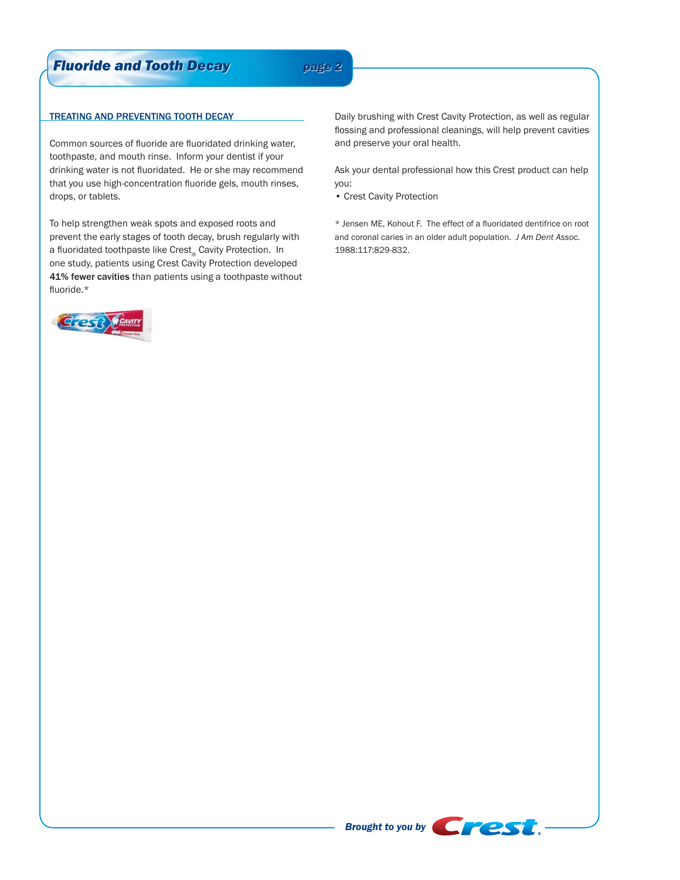## TREATING AND PREVENTING TOOTH DECAY

Common sources of fluoride are fluoridated drinking water, toothpaste, and mouth rinse. Inform your dentist if your drinking water is not fluoridated. He or she may recommend that you use high-concentration fluoride gels, mouth rinses, drops, or tablets.

To help strengthen weak spots and exposed roots and prevent the early stages of tooth decay, brush regularly with a fluoridated toothpaste like Crest® Cavity Protection. In one study, patients using Crest Cavity Protection developed **41% fewer cavities** than patients using a toothpaste without fluoride.*

Daily brushing with Crest Cavity Protection, as well as regular flossing and professional cleanings, will help prevent cavities and preserve your oral health.

Ask your dental professional how this Crest product can help you:

- Crest Cavity Protection

* Jensen ME, Kohout F. The effect of a fluoridated dentifrice on root and coronal caries in an older adult population. *J Am Dent Assoc.* 1988:117:829-832.

***Brought to you by* Crest®**